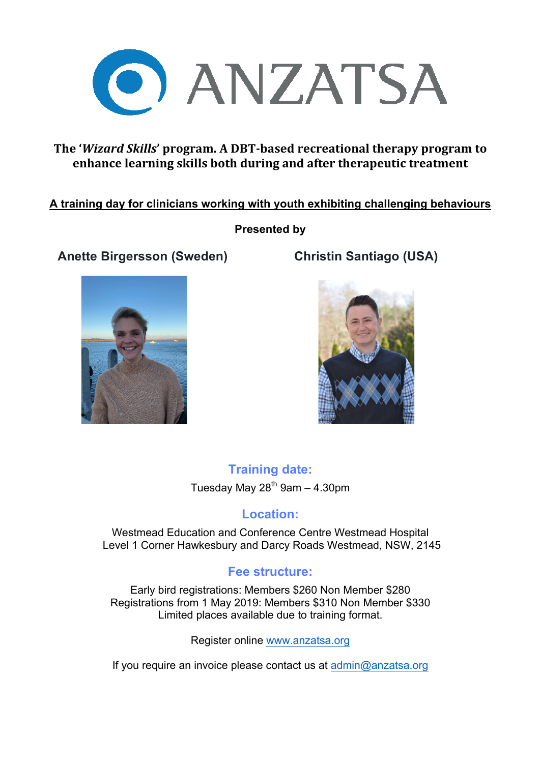# ANZATSA

**The '*Wizard Skills*' program. A DBT-based recreational therapy program to enhance learning skills both during and after therapeutic treatment**

**A training day for clinicians working with youth exhibiting challenging behaviours**

**Presented by**

**Anette Birgersson (Sweden)**

**Christin Santiago (USA)**

## Training date:

Tuesday May 28th 9am – 4.30pm

## Location:

Westmead Education and Conference Centre Westmead Hospital
Level 1 Corner Hawkesbury and Darcy Roads Westmead, NSW, 2145

## Fee structure:

Early bird registrations: Members $260 Non Member $280
Registrations from 1 May 2019: Members $310 Non Member $330
Limited places available due to training format.

Register online www.anzatsa.org

If you require an invoice please contact us at admin@anzatsa.org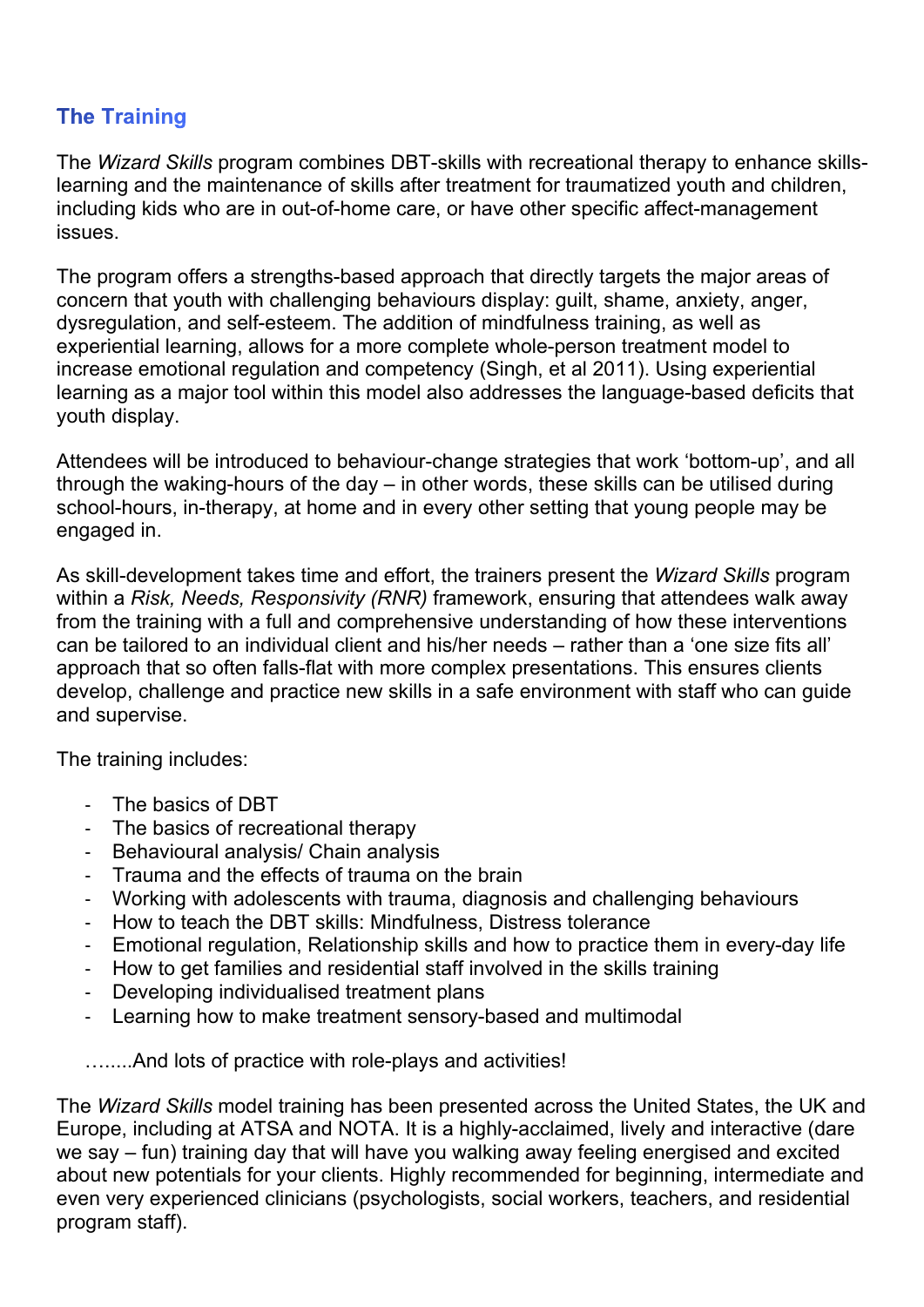## The Training

The *Wizard Skills* program combines DBT-skills with recreational therapy to enhance skills-learning and the maintenance of skills after treatment for traumatized youth and children, including kids who are in out-of-home care, or have other specific affect-management issues.

The program offers a strengths-based approach that directly targets the major areas of concern that youth with challenging behaviours display: guilt, shame, anxiety, anger, dysregulation, and self-esteem. The addition of mindfulness training, as well as experiential learning, allows for a more complete whole-person treatment model to increase emotional regulation and competency (Singh, et al 2011). Using experiential learning as a major tool within this model also addresses the language-based deficits that youth display.

Attendees will be introduced to behaviour-change strategies that work 'bottom-up', and all through the waking-hours of the day – in other words, these skills can be utilised during school-hours, in-therapy, at home and in every other setting that young people may be engaged in.

As skill-development takes time and effort, the trainers present the *Wizard Skills* program within a *Risk, Needs, Responsivity (RNR)* framework, ensuring that attendees walk away from the training with a full and comprehensive understanding of how these interventions can be tailored to an individual client and his/her needs – rather than a 'one size fits all' approach that so often falls-flat with more complex presentations. This ensures clients develop, challenge and practice new skills in a safe environment with staff who can guide and supervise.

The training includes:

- The basics of DBT
- The basics of recreational therapy
- Behavioural analysis/ Chain analysis
- Trauma and the effects of trauma on the brain
- Working with adolescents with trauma, diagnosis and challenging behaviours
- How to teach the DBT skills: Mindfulness, Distress tolerance
- Emotional regulation, Relationship skills and how to practice them in every-day life
- How to get families and residential staff involved in the skills training
- Developing individualised treatment plans
- Learning how to make treatment sensory-based and multimodal

……..And lots of practice with role-plays and activities!

The *Wizard Skills* model training has been presented across the United States, the UK and Europe, including at ATSA and NOTA. It is a highly-acclaimed, lively and interactive (dare we say – fun) training day that will have you walking away feeling energised and excited about new potentials for your clients. Highly recommended for beginning, intermediate and even very experienced clinicians (psychologists, social workers, teachers, and residential program staff).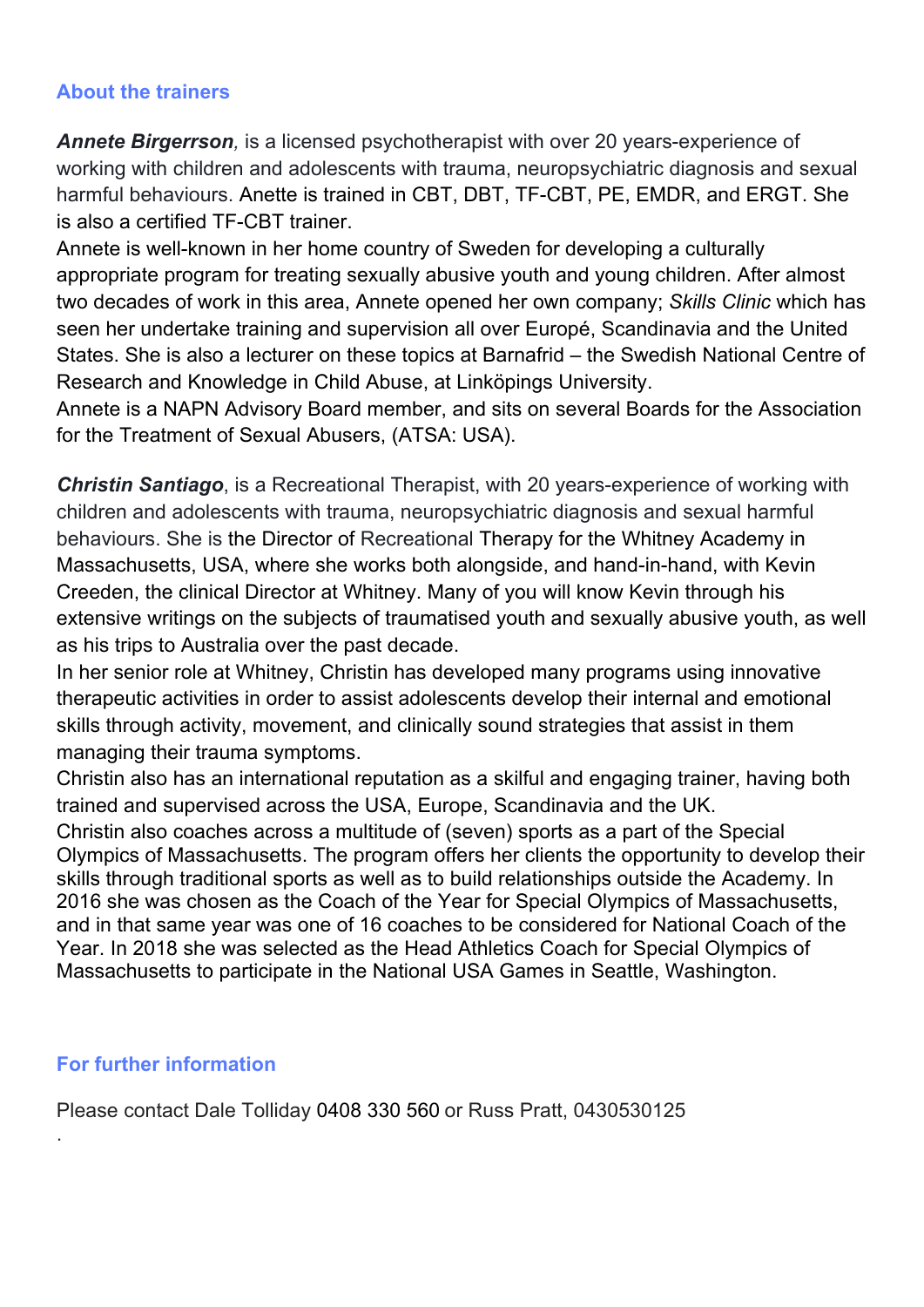## About the trainers

***Annete Birgerrson****,* is a licensed psychotherapist with over 20 years-experience of working with children and adolescents with trauma, neuropsychiatric diagnosis and sexual harmful behaviours. Anette is trained in CBT, DBT, TF-CBT, PE, EMDR, and ERGT. She is also a certified TF-CBT trainer.

Annete is well-known in her home country of Sweden for developing a culturally appropriate program for treating sexually abusive youth and young children. After almost two decades of work in this area, Annete opened her own company; *Skills Clinic* which has seen her undertake training and supervision all over Europé, Scandinavia and the United States. She is also a lecturer on these topics at Barnafrid – the Swedish National Centre of Research and Knowledge in Child Abuse, at Linköpings University.

Annete is a NAPN Advisory Board member, and sits on several Boards for the Association for the Treatment of Sexual Abusers, (ATSA: USA).

***Christin Santiago***, is a Recreational Therapist, with 20 years-experience of working with children and adolescents with trauma, neuropsychiatric diagnosis and sexual harmful behaviours. She is the Director of Recreational Therapy for the Whitney Academy in Massachusetts, USA, where she works both alongside, and hand-in-hand, with Kevin Creeden, the clinical Director at Whitney. Many of you will know Kevin through his extensive writings on the subjects of traumatised youth and sexually abusive youth, as well as his trips to Australia over the past decade.

In her senior role at Whitney, Christin has developed many programs using innovative therapeutic activities in order to assist adolescents develop their internal and emotional skills through activity, movement, and clinically sound strategies that assist in them managing their trauma symptoms.

Christin also has an international reputation as a skilful and engaging trainer, having both trained and supervised across the USA, Europe, Scandinavia and the UK.

Christin also coaches across a multitude of (seven) sports as a part of the Special Olympics of Massachusetts. The program offers her clients the opportunity to develop their skills through traditional sports as well as to build relationships outside the Academy. In 2016 she was chosen as the Coach of the Year for Special Olympics of Massachusetts, and in that same year was one of 16 coaches to be considered for National Coach of the Year. In 2018 she was selected as the Head Athletics Coach for Special Olympics of Massachusetts to participate in the National USA Games in Seattle, Washington.

## For further information

Please contact Dale Tolliday 0408 330 560 or Russ Pratt, 0430530125